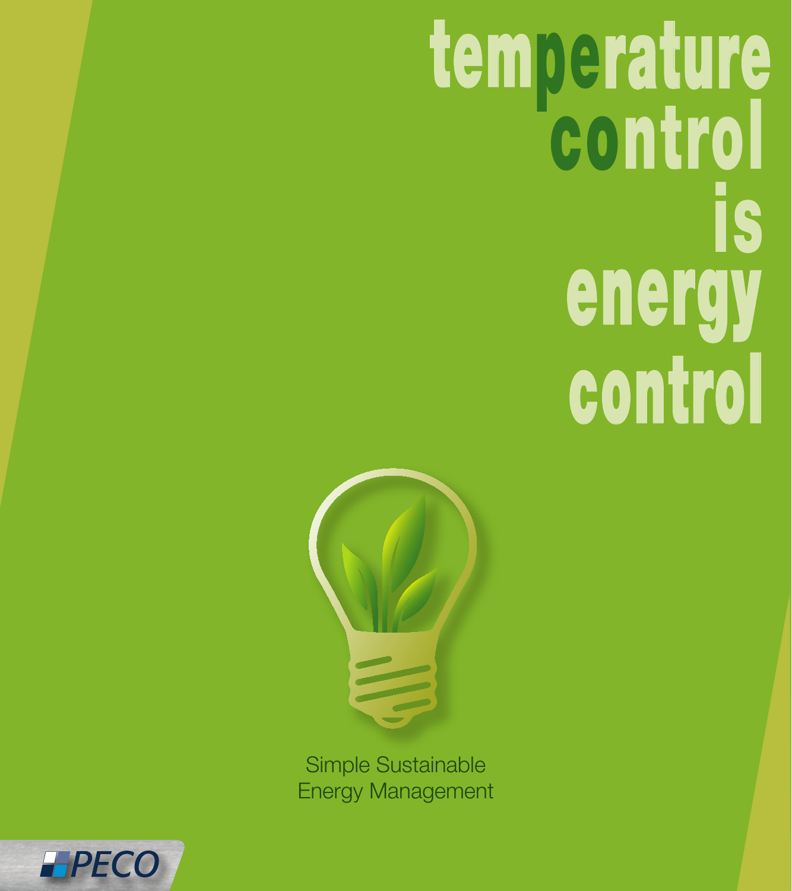# temperature control is energy control

Simple Sustainable
Energy Management

PECO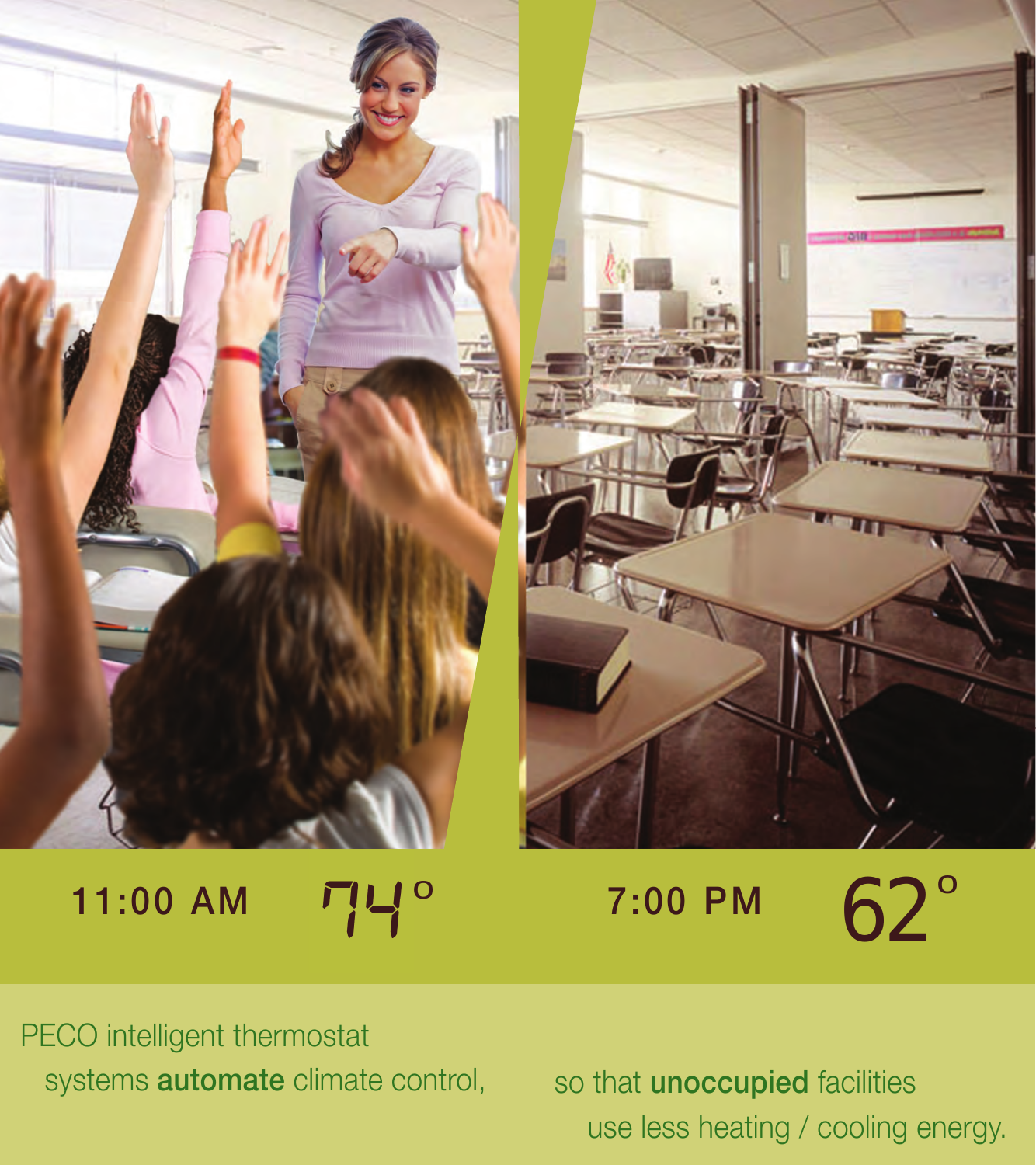11:00 AM 74°

7:00 PM 62°

PECO intelligent thermostat systems **automate** climate control, so that **unoccupied** facilities use less heating / cooling energy.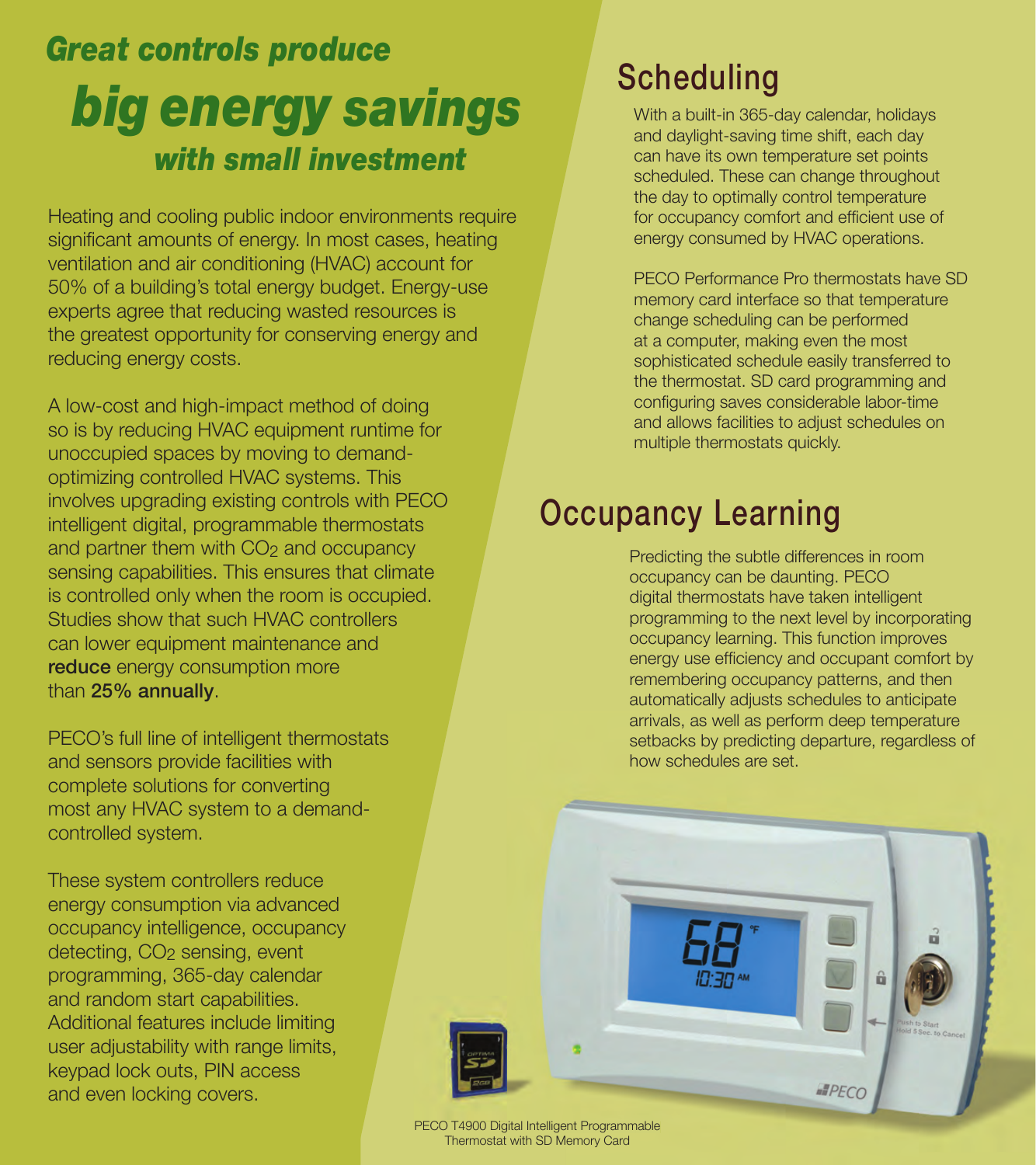# *Great controls produce big energy savings with small investment*

Heating and cooling public indoor environments require significant amounts of energy. In most cases, heating ventilation and air conditioning (HVAC) account for 50% of a building's total energy budget. Energy-use experts agree that reducing wasted resources is the greatest opportunity for conserving energy and reducing energy costs.

A low-cost and high-impact method of doing so is by reducing HVAC equipment runtime for unoccupied spaces by moving to demand-optimizing controlled HVAC systems. This involves upgrading existing controls with PECO intelligent digital, programmable thermostats and partner them with $CO_2$ and occupancy sensing capabilities. This ensures that climate is controlled only when the room is occupied. Studies show that such HVAC controllers can lower equipment maintenance and **reduce** energy consumption more than **25% annually**.

PECO's full line of intelligent thermostats and sensors provide facilities with complete solutions for converting most any HVAC system to a demand-controlled system.

These system controllers reduce energy consumption via advanced occupancy intelligence, occupancy detecting, $CO_2$ sensing, event programming, 365-day calendar and random start capabilities. Additional features include limiting user adjustability with range limits, keypad lock outs, PIN access and even locking covers.

## Scheduling

With a built-in 365-day calendar, holidays and daylight-saving time shift, each day can have its own temperature set points scheduled. These can change throughout the day to optimally control temperature for occupancy comfort and efficient use of energy consumed by HVAC operations.

PECO Performance Pro thermostats have SD memory card interface so that temperature change scheduling can be performed at a computer, making even the most sophisticated schedule easily transferred to the thermostat. SD card programming and configuring saves considerable labor-time and allows facilities to adjust schedules on multiple thermostats quickly.

## Occupancy Learning

Predicting the subtle differences in room occupancy can be daunting. PECO digital thermostats have taken intelligent programming to the next level by incorporating occupancy learning. This function improves energy use efficiency and occupant comfort by remembering occupancy patterns, and then automatically adjusts schedules to anticipate arrivals, as well as perform deep temperature setbacks by predicting departure, regardless of how schedules are set.

PECO T4900 Digital Intelligent Programmable Thermostat with SD Memory Card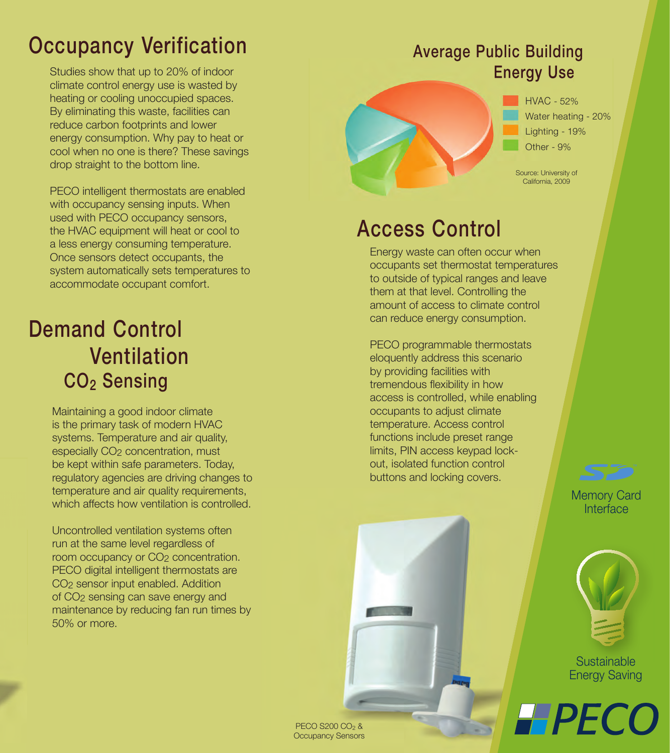## Occupancy Verification

Studies show that up to 20% of indoor climate control energy use is wasted by heating or cooling unoccupied spaces. By eliminating this waste, facilities can reduce carbon footprints and lower energy consumption. Why pay to heat or cool when no one is there? These savings drop straight to the bottom line.

PECO intelligent thermostats are enabled with occupancy sensing inputs. When used with PECO occupancy sensors, the HVAC equipment will heat or cool to a less energy consuming temperature. Once sensors detect occupants, the system automatically sets temperatures to accommodate occupant comfort.

## Demand Control Ventilation

### $CO_2$ Sensing

Maintaining a good indoor climate is the primary task of modern HVAC systems. Temperature and air quality, especially $CO_2$ concentration, must be kept within safe parameters. Today, regulatory agencies are driving changes to temperature and air quality requirements, which affects how ventilation is controlled.

Uncontrolled ventilation systems often run at the same level regardless of room occupancy or $CO_2$ concentration. PECO digital intelligent thermostats are $CO_2$ sensor input enabled. Addition of $CO_2$ sensing can save energy and maintenance by reducing fan run times by 50% or more.

## Average Public Building Energy Use

- HVAC - 52%
- Water heating - 20%
- Lighting - 19%
- Other - 9%

Source: University of California, 2009

## Access Control

Energy waste can often occur when occupants set thermostat temperatures to outside of typical ranges and leave them at that level. Controlling the amount of access to climate control can reduce energy consumption.

PECO programmable thermostats eloquently address this scenario by providing facilities with tremendous flexibility in how access is controlled, while enabling occupants to adjust climate temperature. Access control functions include preset range limits, PIN access keypad lock-out, isolated function control buttons and locking covers.

Memory Card Interface

Sustainable Energy Saving

PECO S200 $CO_2$ & Occupancy Sensors

PECO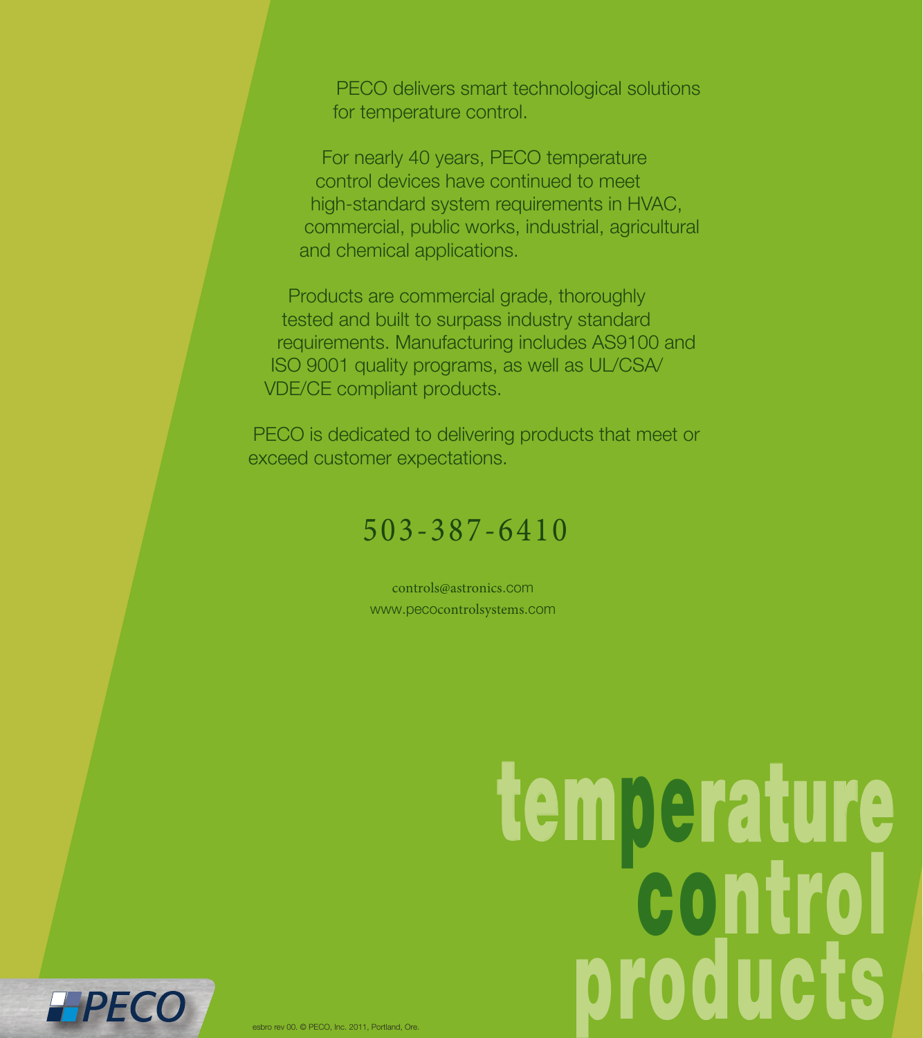PECO delivers smart technological solutions for temperature control.

For nearly 40 years, PECO temperature control devices have continued to meet high-standard system requirements in HVAC, commercial, public works, industrial, agricultural and chemical applications.

Products are commercial grade, thoroughly tested and built to surpass industry standard requirements. Manufacturing includes AS9100 and ISO 9001 quality programs, as well as UL/CSA/VDE/CE compliant products.

PECO is dedicated to delivering products that meet or exceed customer expectations.

503-387-6410

controls@astronics.com
www.pecocontrolsystems.com

# temperature control products

PECO

esbro rev 00. © PECO, Inc. 2011, Portland, Ore.